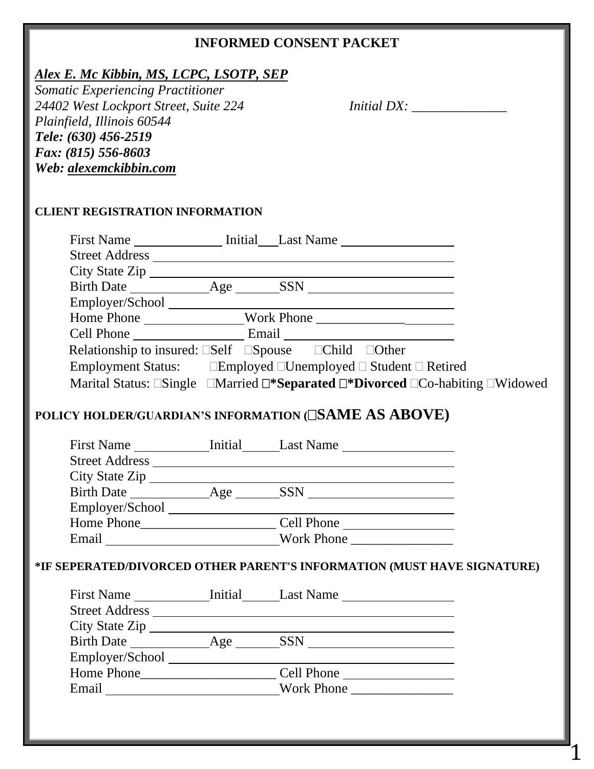# INFORMED CONSENT PACKET

***Alex E. Mc Kibbin, MS, LCPC, LSOTP, SEP***
*Somatic Experiencing Practitioner*
*24402 West Lockport Street, Suite 224*
*Plainfield, Illinois 60544*
***Tele: (630) 456-2519***
***Fax: (815) 556-8603***
***Web: alexemckibbin.com***

*Initial DX: ______________*

## CLIENT REGISTRATION INFORMATION

First Name ______________ Initial___ Last Name _________________
Street Address _____________________________________________
City State Zip ______________________________________________
Birth Date ____________ Age _______ SSN ______________________
Employer/School ____________________________________________
Home Phone _______________ Work Phone ____________________
Cell Phone _________________ Email ___________________________
Relationship to insured: ☐Self ☐Spouse ☐Child ☐Other
Employment Status: ☐Employed ☐Unemployed ☐ Student ☐ Retired
Marital Status: ☐Single ☐Married **☐*Separated ☐*Divorced** ☐Co-habiting ☐Widowed

## POLICY HOLDER/GUARDIAN'S INFORMATION (☐SAME AS ABOVE)

First Name ____________ Initial______ Last Name _________________
Street Address _____________________________________________
City State Zip ______________________________________________
Birth Date ____________ Age _______ SSN ______________________
Employer/School ____________________________________________
Home Phone____________________ Cell Phone _________________
Email __________________________ Work Phone _______________

## *IF SEPERATED/DIVORCED OTHER PARENT'S INFORMATION (MUST HAVE SIGNATURE)

First Name ____________ Initial______ Last Name _________________
Street Address _____________________________________________
City State Zip ______________________________________________
Birth Date ____________ Age _______ SSN ______________________
Employer/School ____________________________________________
Home Phone____________________ Cell Phone _________________
Email __________________________ Work Phone _______________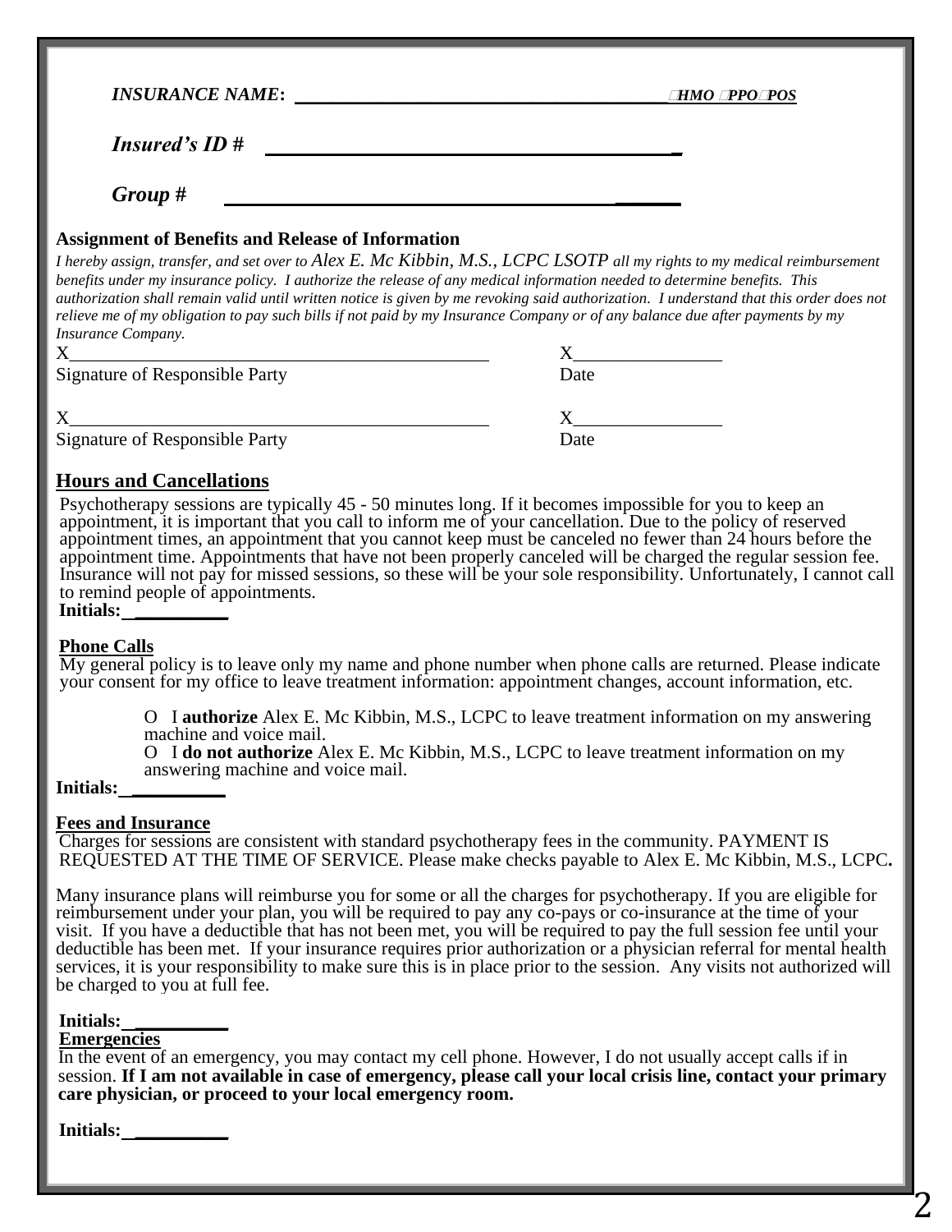***INSURANCE NAME:*** ________________________________________ ☐HMO ☐PPO☐POS

***Insured's ID #*** ________________________________________

***Group #*** ________________________________________

**Assignment of Benefits and Release of Information**

*I hereby assign, transfer, and set over to Alex E. Mc Kibbin, M.S., LCPC LSOTP all my rights to my medical reimbursement benefits under my insurance policy. I authorize the release of any medical information needed to determine benefits. This authorization shall remain valid until written notice is given by me revoking said authorization. I understand that this order does not relieve me of my obligation to pay such bills if not paid by my Insurance Company or of any balance due after payments by my Insurance Company.*

X_______________________________________________ X________________

Signature of Responsible Party Date

X_______________________________________________ X________________

Signature of Responsible Party Date

**Hours and Cancellations**

Psychotherapy sessions are typically 45 - 50 minutes long. If it becomes impossible for you to keep an appointment, it is important that you call to inform me of your cancellation. Due to the policy of reserved appointment times, an appointment that you cannot keep must be canceled no fewer than 24 hours before the appointment time. Appointments that have not been properly canceled will be charged the regular session fee. Insurance will not pay for missed sessions, so these will be your sole responsibility. Unfortunately, I cannot call to remind people of appointments.

**Initials:** __________

**Phone Calls**

My general policy is to leave only my name and phone number when phone calls are returned. Please indicate your consent for my office to leave treatment information: appointment changes, account information, etc.

O I **authorize** Alex E. Mc Kibbin, M.S., LCPC to leave treatment information on my answering machine and voice mail.

O I **do not authorize** Alex E. Mc Kibbin, M.S., LCPC to leave treatment information on my answering machine and voice mail.

**Initials:** __________

**Fees and Insurance**

Charges for sessions are consistent with standard psychotherapy fees in the community. PAYMENT IS REQUESTED AT THE TIME OF SERVICE. Please make checks payable to Alex E. Mc Kibbin, M.S., LCPC**.**

Many insurance plans will reimburse you for some or all the charges for psychotherapy. If you are eligible for reimbursement under your plan, you will be required to pay any co-pays or co-insurance at the time of your visit. If you have a deductible that has not been met, you will be required to pay the full session fee until your deductible has been met. If your insurance requires prior authorization or a physician referral for mental health services, it is your responsibility to make sure this is in place prior to the session. Any visits not authorized will be charged to you at full fee.

**Initials:** __________

**Emergencies**

In the event of an emergency, you may contact my cell phone. However, I do not usually accept calls if in session. **If I am not available in case of emergency, please call your local crisis line, contact your primary care physician, or proceed to your local emergency room.**

**Initials:** __________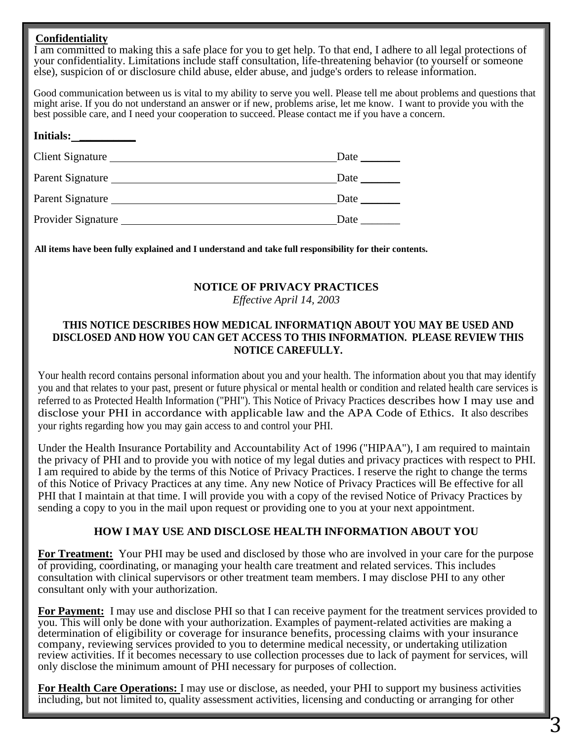**Confidentiality**

I am committed to making this a safe place for you to get help. To that end, I adhere to all legal protections of your confidentiality. Limitations include staff consultation, life-threatening behavior (to yourself or someone else), suspicion of or disclosure child abuse, elder abuse, and judge's orders to release information.

Good communication between us is vital to my ability to serve you well. Please tell me about problems and questions that might arise. If you do not understand an answer or if new, problems arise, let me know. I want to provide you with the best possible care, and I need your cooperation to succeed. Please contact me if you have a concern.

**Initials:** __________

Client Signature ________________________________________ Date _______

Parent Signature ________________________________________ Date _______

Parent Signature ________________________________________ Date _______

Provider Signature ______________________________________ Date _______

**All items have been fully explained and I understand and take full responsibility for their contents.**

## NOTICE OF PRIVACY PRACTICES

*Effective April 14, 2003*

**THIS NOTICE DESCRIBES HOW MED1CAL INFORMAT1QN ABOUT YOU MAY BE USED AND DISCLOSED AND HOW YOU CAN GET ACCESS TO THIS INFORMATION. PLEASE REVIEW THIS NOTICE CAREFULLY.**

Your health record contains personal information about you and your health. The information about you that may identify you and that relates to your past, present or future physical or mental health or condition and related health care services is referred to as Protected Health Information ("PHI"). This Notice of Privacy Practices describes how I may use and disclose your PHI in accordance with applicable law and the APA Code of Ethics. It also describes your rights regarding how you may gain access to and control your PHI.

Under the Health Insurance Portability and Accountability Act of 1996 ("HIPAA"), I am required to maintain the privacy of PHI and to provide you with notice of my legal duties and privacy practices with respect to PHI. I am required to abide by the terms of this Notice of Privacy Practices. I reserve the right to change the terms of this Notice of Privacy Practices at any time. Any new Notice of Privacy Practices will Be effective for all PHI that I maintain at that time. I will provide you with a copy of the revised Notice of Privacy Practices by sending a copy to you in the mail upon request or providing one to you at your next appointment.

### HOW I MAY USE AND DISCLOSE HEALTH INFORMATION ABOUT YOU

**For Treatment:** Your PHI may be used and disclosed by those who are involved in your care for the purpose of providing, coordinating, or managing your health care treatment and related services. This includes consultation with clinical supervisors or other treatment team members. I may disclose PHI to any other consultant only with your authorization.

**For Payment:** I may use and disclose PHI so that I can receive payment for the treatment services provided to you. This will only be done with your authorization. Examples of payment-related activities are making a determination of eligibility or coverage for insurance benefits, processing claims with your insurance company, reviewing services provided to you to determine medical necessity, or undertaking utilization review activities. If it becomes necessary to use collection processes due to lack of payment for services, will only disclose the minimum amount of PHI necessary for purposes of collection.

**For Health Care Operations:** I may use or disclose, as needed, your PHI to support my business activities including, but not limited to, quality assessment activities, licensing and conducting or arranging for other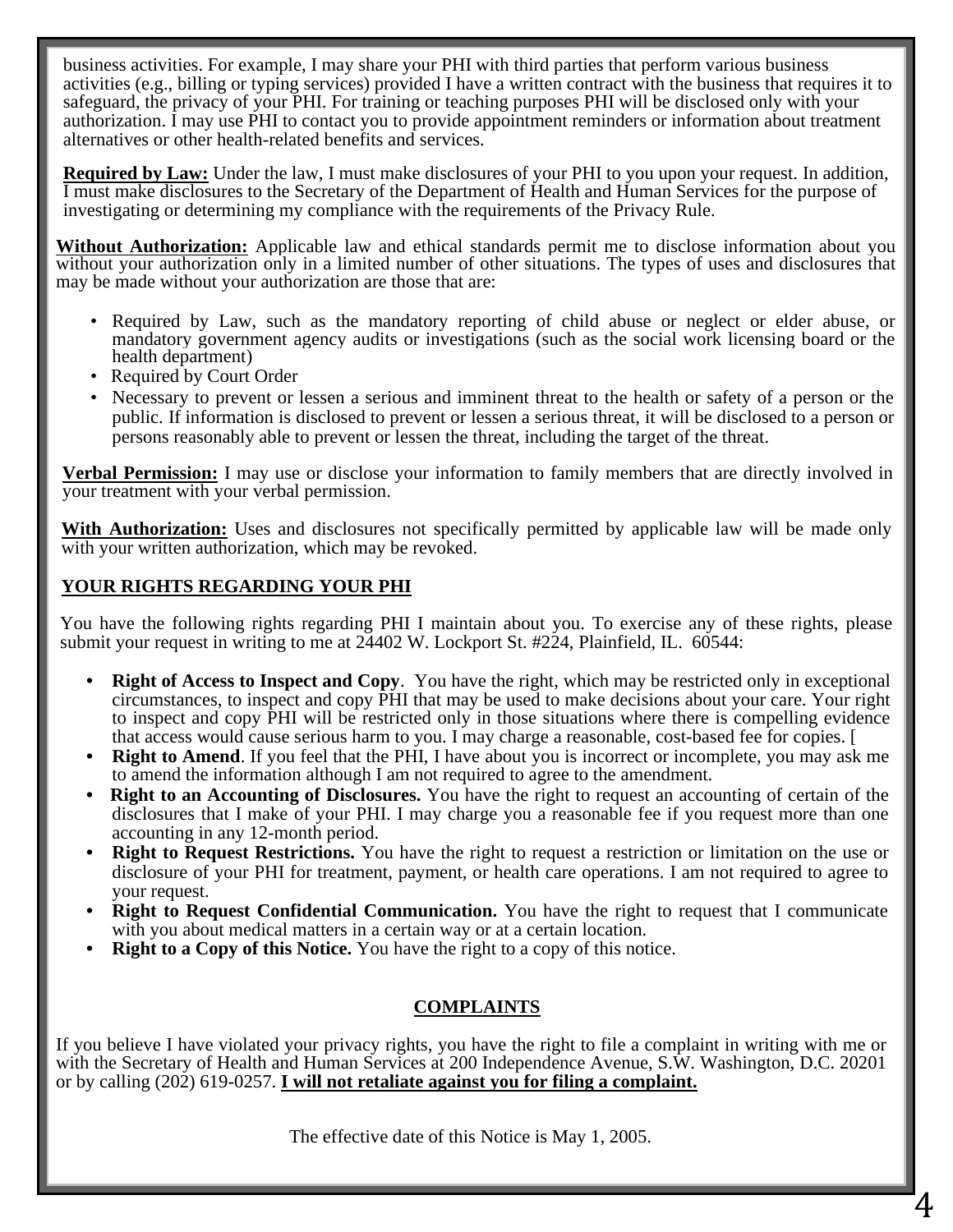business activities. For example, I may share your PHI with third parties that perform various business activities (e.g., billing or typing services) provided I have a written contract with the business that requires it to safeguard, the privacy of your PHI. For training or teaching purposes PHI will be disclosed only with your authorization. I may use PHI to contact you to provide appointment reminders or information about treatment alternatives or other health-related benefits and services.

**Required by Law:** Under the law, I must make disclosures of your PHI to you upon your request. In addition, I must make disclosures to the Secretary of the Department of Health and Human Services for the purpose of investigating or determining my compliance with the requirements of the Privacy Rule.

**Without Authorization:** Applicable law and ethical standards permit me to disclose information about you without your authorization only in a limited number of other situations. The types of uses and disclosures that may be made without your authorization are those that are:

- Required by Law, such as the mandatory reporting of child abuse or neglect or elder abuse, or mandatory government agency audits or investigations (such as the social work licensing board or the health department)
- Required by Court Order
- Necessary to prevent or lessen a serious and imminent threat to the health or safety of a person or the public. If information is disclosed to prevent or lessen a serious threat, it will be disclosed to a person or persons reasonably able to prevent or lessen the threat, including the target of the threat.

**Verbal Permission:** I may use or disclose your information to family members that are directly involved in your treatment with your verbal permission.

**With Authorization:** Uses and disclosures not specifically permitted by applicable law will be made only with your written authorization, which may be revoked.

## YOUR RIGHTS REGARDING YOUR PHI

You have the following rights regarding PHI I maintain about you. To exercise any of these rights, please submit your request in writing to me at 24402 W. Lockport St. #224, Plainfield, IL. 60544:

- **Right of Access to Inspect and Copy**. You have the right, which may be restricted only in exceptional circumstances, to inspect and copy PHI that may be used to make decisions about your care. Your right to inspect and copy PHI will be restricted only in those situations where there is compelling evidence that access would cause serious harm to you. I may charge a reasonable, cost-based fee for copies. [
- **Right to Amend**. If you feel that the PHI, I have about you is incorrect or incomplete, you may ask me to amend the information although I am not required to agree to the amendment.
- **Right to an Accounting of Disclosures.** You have the right to request an accounting of certain of the disclosures that I make of your PHI. I may charge you a reasonable fee if you request more than one accounting in any 12-month period.
- **Right to Request Restrictions.** You have the right to request a restriction or limitation on the use or disclosure of your PHI for treatment, payment, or health care operations. I am not required to agree to your request.
- **Right to Request Confidential Communication.** You have the right to request that I communicate with you about medical matters in a certain way or at a certain location.
- **Right to a Copy of this Notice.** You have the right to a copy of this notice.

## COMPLAINTS

If you believe I have violated your privacy rights, you have the right to file a complaint in writing with me or with the Secretary of Health and Human Services at 200 Independence Avenue, S.W. Washington, D.C. 20201 or by calling (202) 619-0257. **I will not retaliate against you for filing a complaint.**

The effective date of this Notice is May 1, 2005.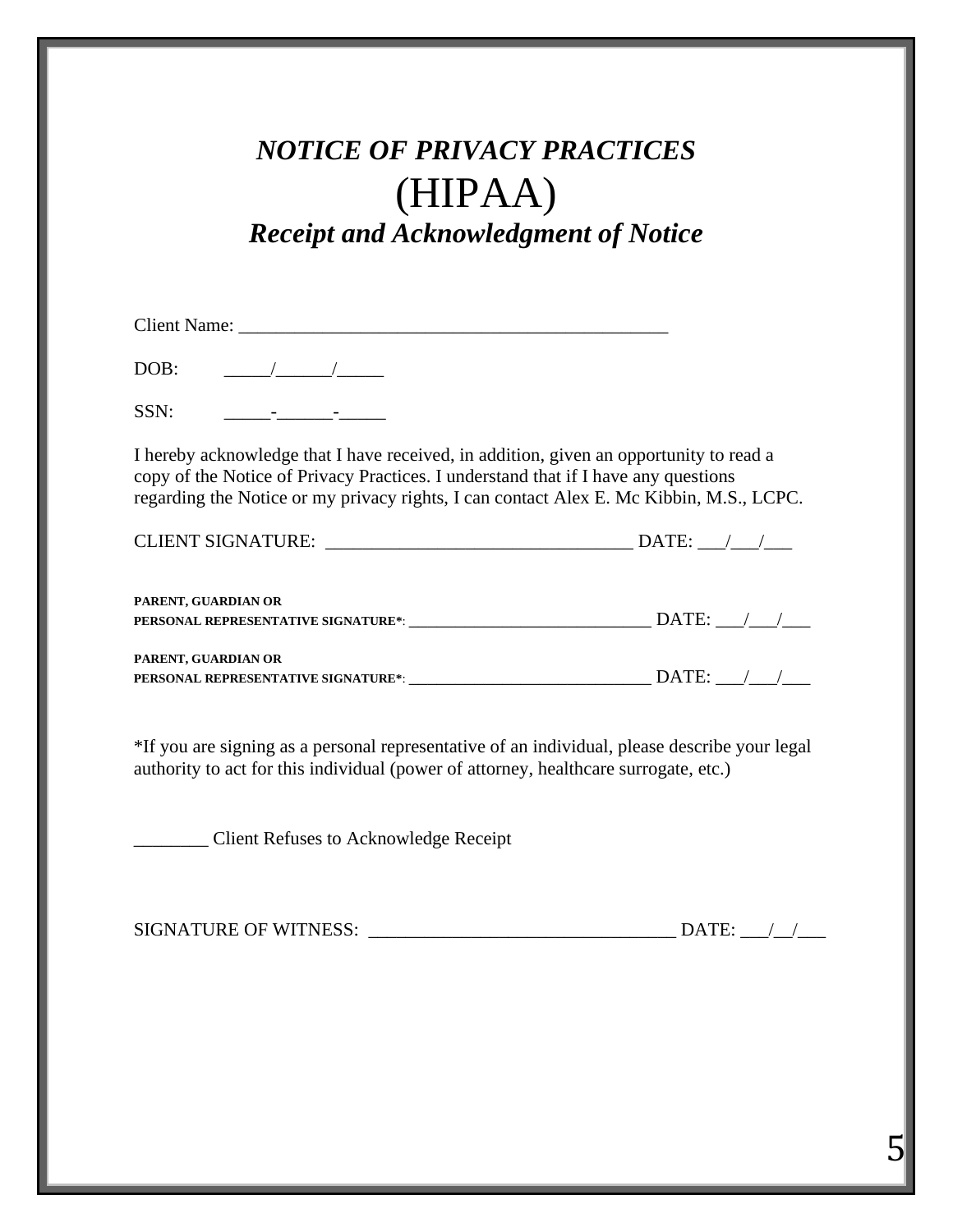# *NOTICE OF PRIVACY PRACTICES*
# (HIPAA)
## *Receipt and Acknowledgment of Notice*

Client Name: _______________________________________________

DOB: _____/______/_____

SSN: _____-______-_____

I hereby acknowledge that I have received, in addition, given an opportunity to read a copy of the Notice of Privacy Practices. I understand that if I have any questions regarding the Notice or my privacy rights, I can contact Alex E. Mc Kibbin, M.S., LCPC.

CLIENT SIGNATURE: _________________________________ DATE: ___/___/___

**PARENT, GUARDIAN OR**
**PERSONAL REPRESENTATIVE SIGNATURE***: ______________________________ DATE: ___/___/___

**PARENT, GUARDIAN OR**
**PERSONAL REPRESENTATIVE SIGNATURE***: ______________________________ DATE: ___/___/___

*If you are signing as a personal representative of an individual, please describe your legal authority to act for this individual (power of attorney, healthcare surrogate, etc.)

________ Client Refuses to Acknowledge Receipt

SIGNATURE OF WITNESS: _________________________________ DATE: ___/__/___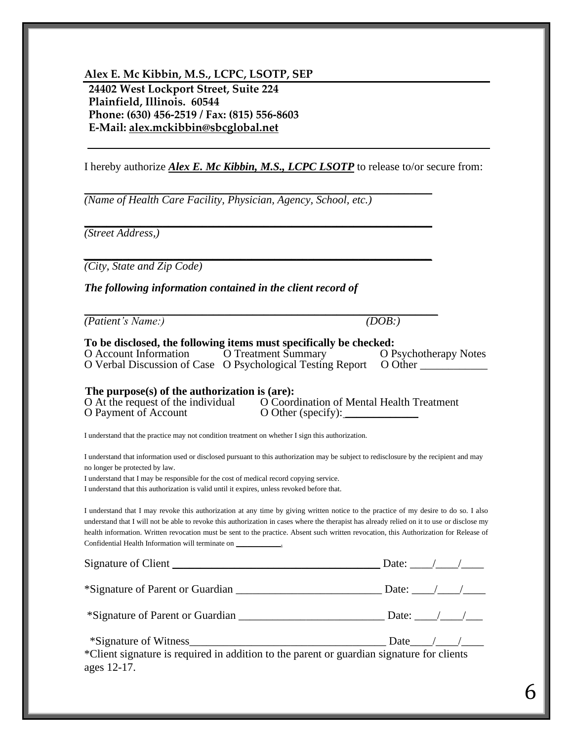**Alex E. Mc Kibbin, M.S., LCPC, LSOTP, SEP**
**24402 West Lockport Street, Suite 224**
**Plainfield, Illinois. 60544**
**Phone: (630) 456-2519 / Fax: (815) 556-8603**
**E-Mail: alex.mckibbin@sbcglobal.net**

---

I hereby authorize ***Alex E. Mc Kibbin, M.S., LCPC LSOTP*** to release to/or secure from:

___________________________________________________________
*(Name of Health Care Facility, Physician, Agency, School, etc.)*

___________________________________________________________
*(Street Address,)*

___________________________________________________________
*(City, State and Zip Code)*

***The following information contained in the client record of***

___________________________________________________________
*(Patient's Name:)* *(DOB:)*

**To be disclosed, the following items must specifically be checked:**

O Account Information O Treatment Summary O Psychotherapy Notes
O Verbal Discussion of Case O Psychological Testing Report O Other ____________

**The purpose(s) of the authorization is (are):**

O At the request of the individual O Coordination of Mental Health Treatment
O Payment of Account O Other (specify): ____________

I understand that the practice may not condition treatment on whether I sign this authorization.

I understand that information used or disclosed pursuant to this authorization may be subject to redisclosure by the recipient and may no longer be protected by law.
I understand that I may be responsible for the cost of medical record copying service.
I understand that this authorization is valid until it expires, unless revoked before that.

I understand that I may revoke this authorization at any time by giving written notice to the practice of my desire to do so. I also understand that I will not be able to revoke this authorization in cases where the therapist has already relied on it to use or disclose my health information. Written revocation must be sent to the practice. Absent such written revocation, this Authorization for Release of Confidential Health Information will terminate on __________.

Signature of Client ____________________________________ Date: ____/____/____

*Signature of Parent or Guardian _________________________ Date: ____/____/____

*Signature of Parent or Guardian _________________________ Date: ____/____/___

*Signature of Witness__________________________________ Date____/____/____

*Client signature is required in addition to the parent or guardian signature for clients ages 12-17.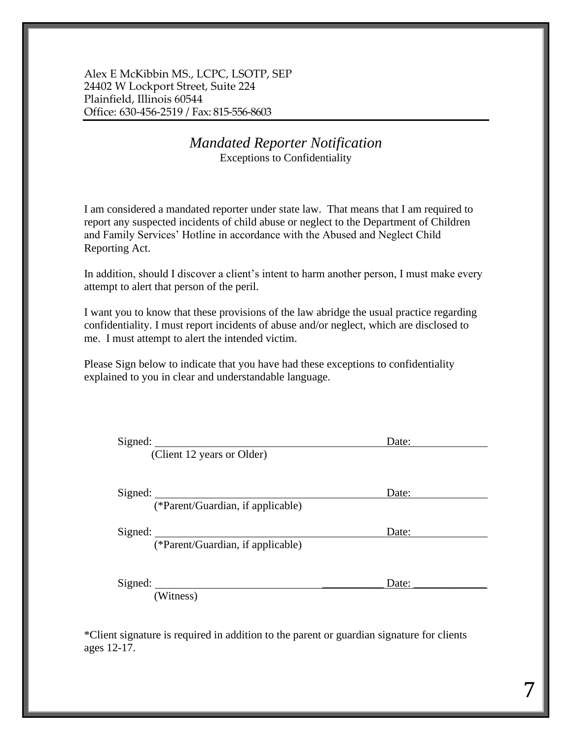Alex E McKibbin MS., LCPC, LSOTP, SEP
24402 W Lockport Street, Suite 224
Plainfield, Illinois 60544
Office: 630-456-2519 / Fax: 815-556-8603

## *Mandated Reporter Notification*

Exceptions to Confidentiality

I am considered a mandated reporter under state law. That means that I am required to report any suspected incidents of child abuse or neglect to the Department of Children and Family Services' Hotline in accordance with the Abused and Neglect Child Reporting Act.

In addition, should I discover a client's intent to harm another person, I must make every attempt to alert that person of the peril.

I want you to know that these provisions of the law abridge the usual practice regarding confidentiality. I must report incidents of abuse and/or neglect, which are disclosed to me. I must attempt to alert the intended victim.

Please Sign below to indicate that you have had these exceptions to confidentiality explained to you in clear and understandable language.

Signed: ________________________________________ Date: ____________
(Client 12 years or Older)

Signed: ________________________________________ Date: ____________
(*Parent/Guardian, if applicable)

Signed: ________________________________________ Date: ____________
(*Parent/Guardian, if applicable)

Signed: ________________________________________ Date: ____________
(Witness)

*Client signature is required in addition to the parent or guardian signature for clients ages 12-17.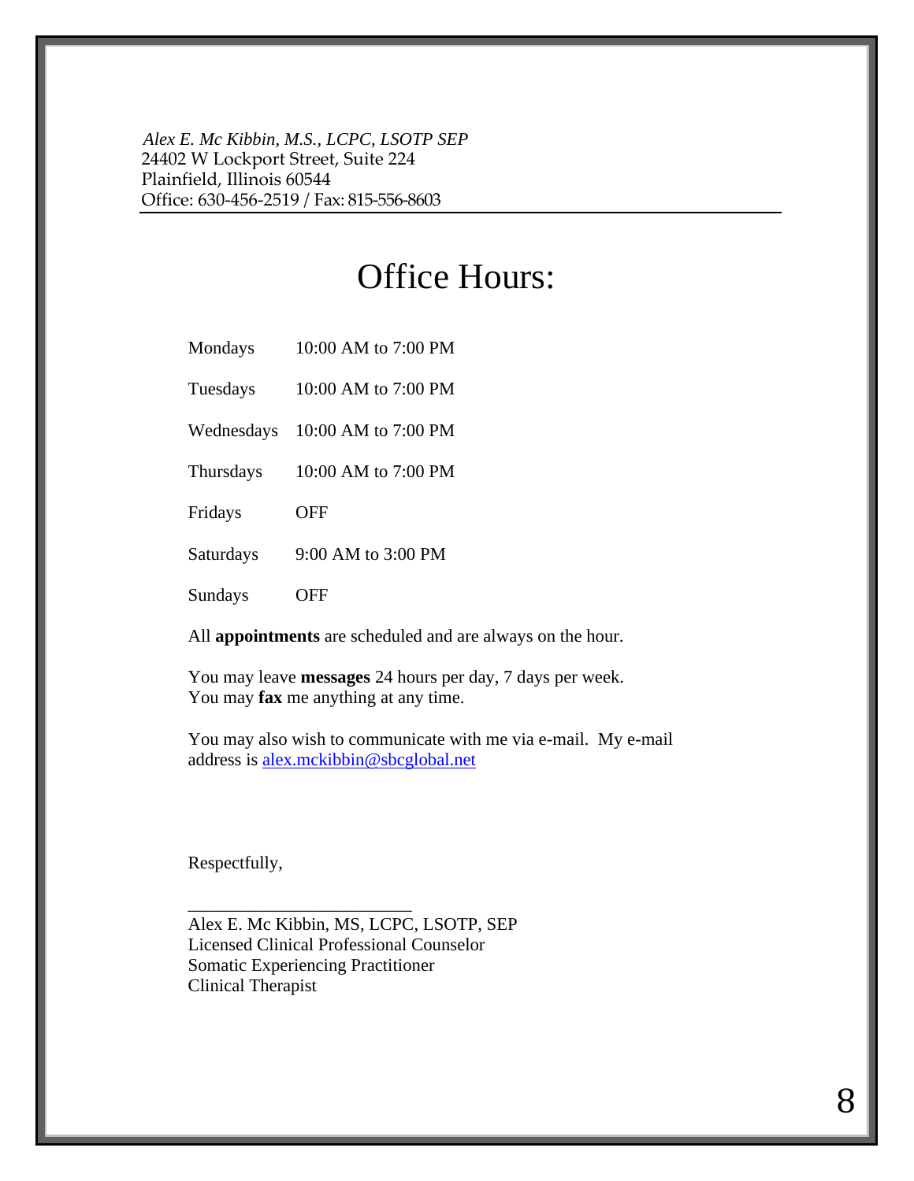*Alex E. Mc Kibbin, M.S., LCPC, LSOTP SEP*
24402 W Lockport Street, Suite 224
Plainfield, Illinois 60544
Office: 630-456-2519 / Fax: 815-556-8603

# Office Hours:

| | |
|---|---|
| Mondays | 10:00 AM to 7:00 PM |
| Tuesdays | 10:00 AM to 7:00 PM |
| Wednesdays | 10:00 AM to 7:00 PM |
| Thursdays | 10:00 AM to 7:00 PM |
| Fridays | OFF |
| Saturdays | 9:00 AM to 3:00 PM |
| Sundays | OFF |

All **appointments** are scheduled and are always on the hour.

You may leave **messages** 24 hours per day, 7 days per week.
You may **fax** me anything at any time.

You may also wish to communicate with me via e-mail. My e-mail address is alex.mckibbin@sbcglobal.net

Respectfully,

\_\_\_\_\_\_\_\_\_\_\_\_\_\_\_\_\_\_\_\_\_\_\_\_\_\_

Alex E. Mc Kibbin, MS, LCPC, LSOTP, SEP
Licensed Clinical Professional Counselor
Somatic Experiencing Practitioner
Clinical Therapist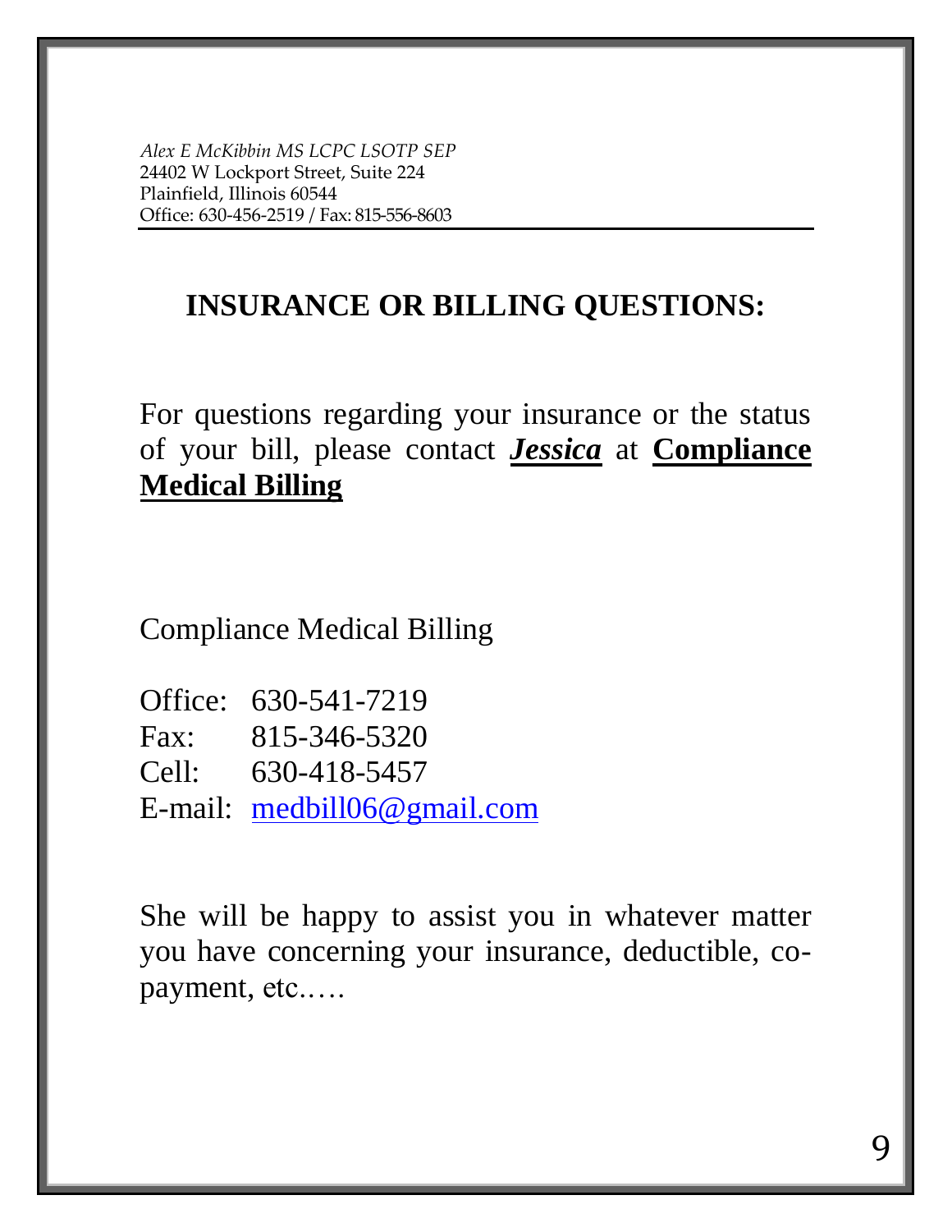*Alex E McKibbin MS LCPC LSOTP SEP*
24402 W Lockport Street, Suite 224
Plainfield, Illinois 60544
Office: 630-456-2519 / Fax: 815-556-8603

## INSURANCE OR BILLING QUESTIONS:

For questions regarding your insurance or the status of your bill, please contact ***Jessica*** at **Compliance Medical Billing**

Compliance Medical Billing

Office: 630-541-7219
Fax: 815-346-5320
Cell: 630-418-5457
E-mail: medbill06@gmail.com

She will be happy to assist you in whatever matter you have concerning your insurance, deductible, co-payment, etc.….